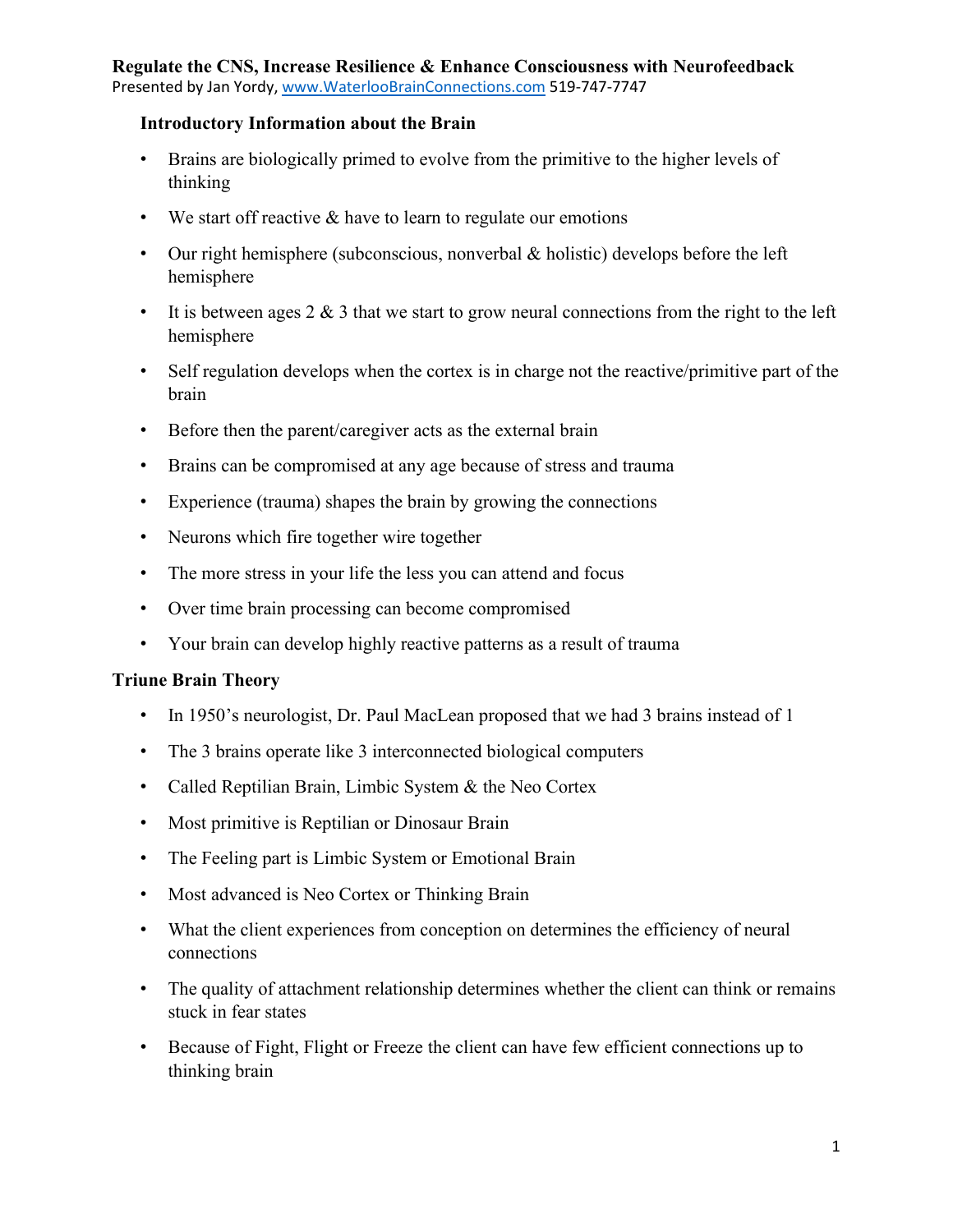# Regulate the CNS, Increase Resilience & Enhance Consciousness with Neurofeedback

Presented by Jan Yordy, www.WaterlooBrainConnections.com 519-747-7747

## Introductory Information about the Brain

- Brains are biologically primed to evolve from the primitive to the higher levels of thinking
- We start off reactive & have to learn to regulate our emotions
- Our right hemisphere (subconscious, nonverbal & holistic) develops before the left hemisphere
- It is between ages 2 & 3 that we start to grow neural connections from the right to the left hemisphere
- Self regulation develops when the cortex is in charge not the reactive/primitive part of the brain
- Before then the parent/caregiver acts as the external brain
- Brains can be compromised at any age because of stress and trauma
- Experience (trauma) shapes the brain by growing the connections
- Neurons which fire together wire together
- The more stress in your life the less you can attend and focus
- Over time brain processing can become compromised
- Your brain can develop highly reactive patterns as a result of trauma

## Triune Brain Theory

- In 1950's neurologist, Dr. Paul MacLean proposed that we had 3 brains instead of 1
- The 3 brains operate like 3 interconnected biological computers
- Called Reptilian Brain, Limbic System & the Neo Cortex
- Most primitive is Reptilian or Dinosaur Brain
- The Feeling part is Limbic System or Emotional Brain
- Most advanced is Neo Cortex or Thinking Brain
- What the client experiences from conception on determines the efficiency of neural connections
- The quality of attachment relationship determines whether the client can think or remains stuck in fear states
- Because of Fight, Flight or Freeze the client can have few efficient connections up to thinking brain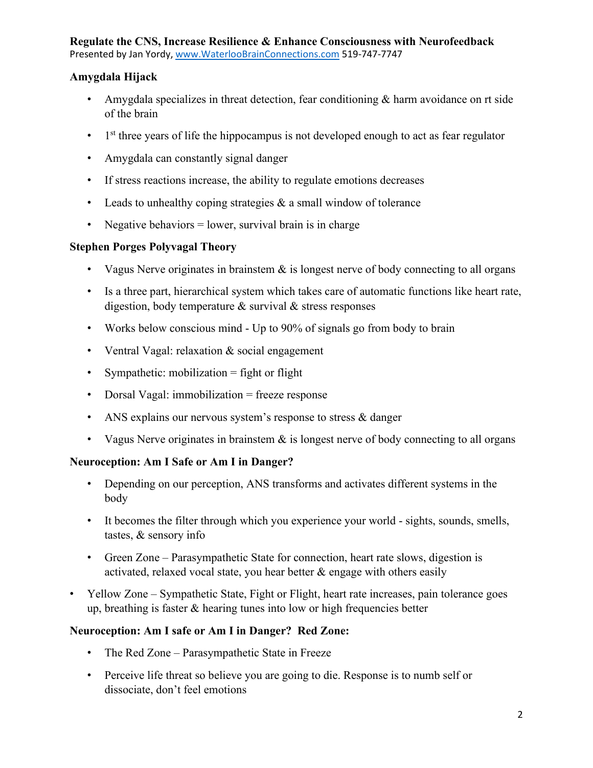## Amygdala Hijack

- Amygdala specializes in threat detection, fear conditioning & harm avoidance on rt side of the brain
- 1st three years of life the hippocampus is not developed enough to act as fear regulator
- Amygdala can constantly signal danger
- If stress reactions increase, the ability to regulate emotions decreases
- Leads to unhealthy coping strategies & a small window of tolerance
- Negative behaviors = lower, survival brain is in charge

## Stephen Porges Polyvagal Theory

- Vagus Nerve originates in brainstem & is longest nerve of body connecting to all organs
- Is a three part, hierarchical system which takes care of automatic functions like heart rate, digestion, body temperature & survival & stress responses
- Works below conscious mind - Up to 90% of signals go from body to brain
- Ventral Vagal: relaxation & social engagement
- Sympathetic: mobilization = fight or flight
- Dorsal Vagal: immobilization = freeze response
- ANS explains our nervous system's response to stress & danger
- Vagus Nerve originates in brainstem & is longest nerve of body connecting to all organs

## Neuroception: Am I Safe or Am I in Danger?

- Depending on our perception, ANS transforms and activates different systems in the body
- It becomes the filter through which you experience your world - sights, sounds, smells, tastes, & sensory info
- Green Zone – Parasympathetic State for connection, heart rate slows, digestion is activated, relaxed vocal state, you hear better & engage with others easily
- Yellow Zone – Sympathetic State, Fight or Flight, heart rate increases, pain tolerance goes up, breathing is faster & hearing tunes into low or high frequencies better

## Neuroception: Am I safe or Am I in Danger? Red Zone:

- The Red Zone – Parasympathetic State in Freeze
- Perceive life threat so believe you are going to die. Response is to numb self or dissociate, don't feel emotions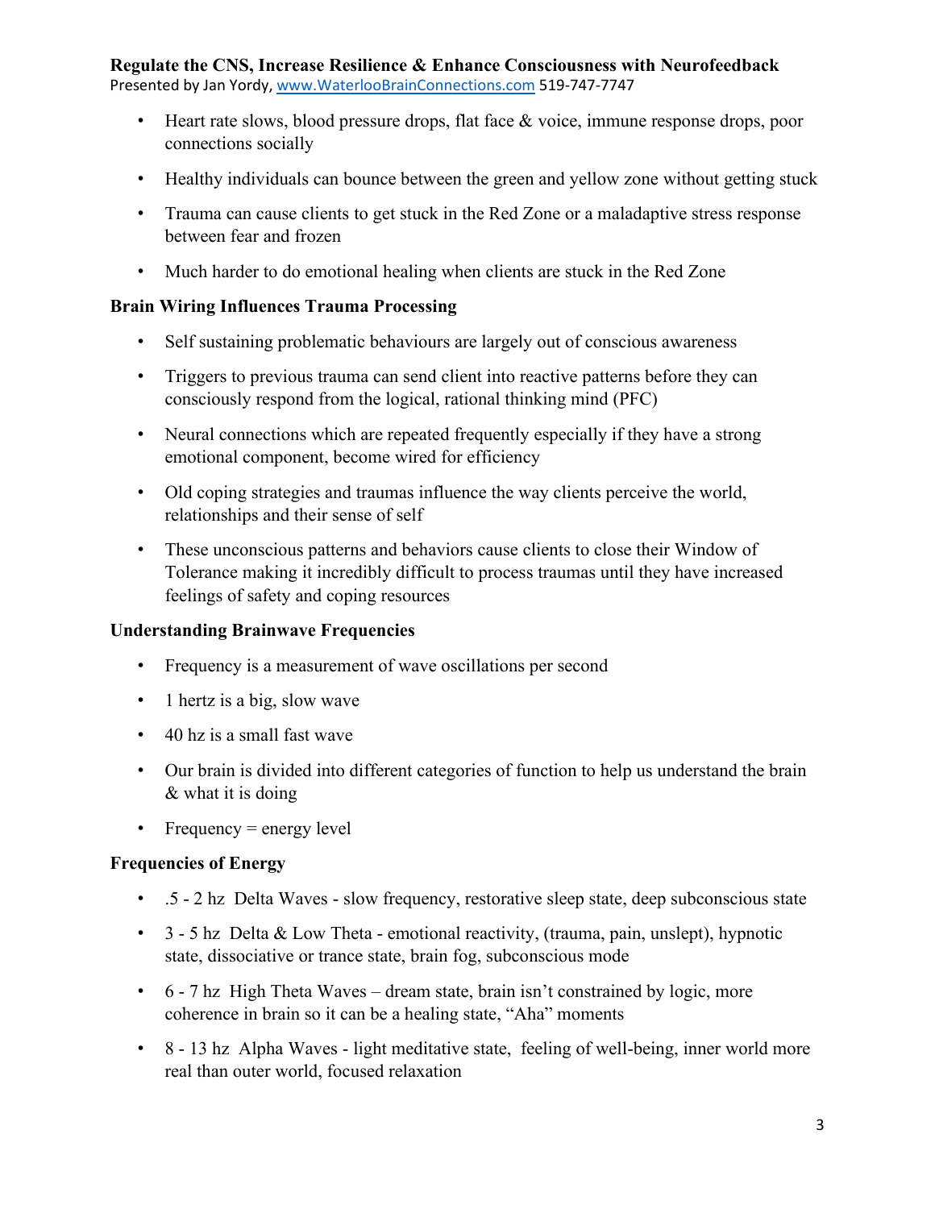- Heart rate slows, blood pressure drops, flat face & voice, immune response drops, poor connections socially
- Healthy individuals can bounce between the green and yellow zone without getting stuck
- Trauma can cause clients to get stuck in the Red Zone or a maladaptive stress response between fear and frozen
- Much harder to do emotional healing when clients are stuck in the Red Zone

**Brain Wiring Influences Trauma Processing**

- Self sustaining problematic behaviours are largely out of conscious awareness
- Triggers to previous trauma can send client into reactive patterns before they can consciously respond from the logical, rational thinking mind (PFC)
- Neural connections which are repeated frequently especially if they have a strong emotional component, become wired for efficiency
- Old coping strategies and traumas influence the way clients perceive the world, relationships and their sense of self
- These unconscious patterns and behaviors cause clients to close their Window of Tolerance making it incredibly difficult to process traumas until they have increased feelings of safety and coping resources

**Understanding Brainwave Frequencies**

- Frequency is a measurement of wave oscillations per second
- 1 hertz is a big, slow wave
- 40 hz is a small fast wave
- Our brain is divided into different categories of function to help us understand the brain & what it is doing
- Frequency = energy level

**Frequencies of Energy**

- .5 - 2 hz Delta Waves - slow frequency, restorative sleep state, deep subconscious state
- 3 - 5 hz Delta & Low Theta - emotional reactivity, (trauma, pain, unslept), hypnotic state, dissociative or trance state, brain fog, subconscious mode
- 6 - 7 hz High Theta Waves – dream state, brain isn't constrained by logic, more coherence in brain so it can be a healing state, "Aha" moments
- 8 - 13 hz Alpha Waves - light meditative state, feeling of well-being, inner world more real than outer world, focused relaxation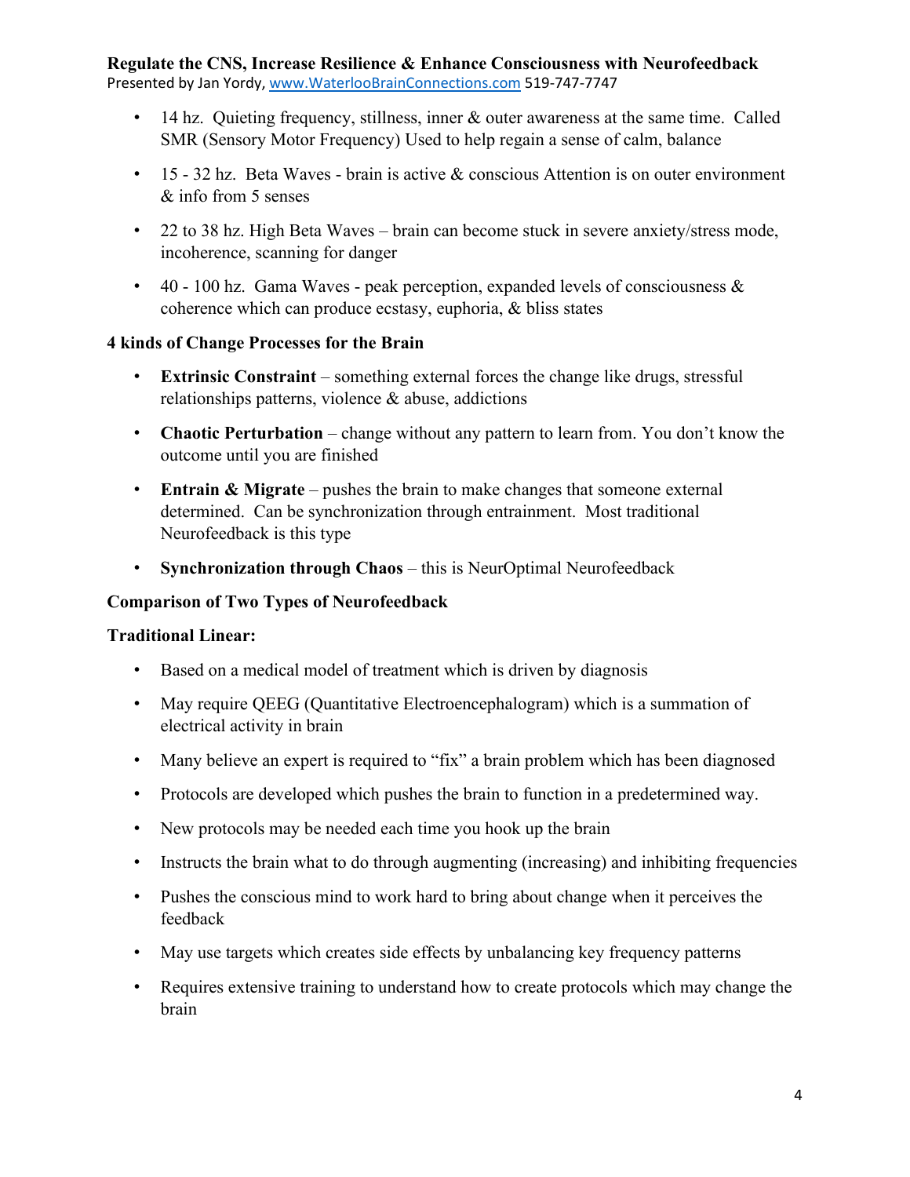- 14 hz. Quieting frequency, stillness, inner & outer awareness at the same time. Called SMR (Sensory Motor Frequency) Used to help regain a sense of calm, balance
- 15 - 32 hz. Beta Waves - brain is active & conscious Attention is on outer environment & info from 5 senses
- 22 to 38 hz. High Beta Waves – brain can become stuck in severe anxiety/stress mode, incoherence, scanning for danger
- 40 - 100 hz. Gama Waves - peak perception, expanded levels of consciousness & coherence which can produce ecstasy, euphoria, & bliss states

**4 kinds of Change Processes for the Brain**

- **Extrinsic Constraint** – something external forces the change like drugs, stressful relationships patterns, violence & abuse, addictions
- **Chaotic Perturbation** – change without any pattern to learn from. You don't know the outcome until you are finished
- **Entrain & Migrate** – pushes the brain to make changes that someone external determined. Can be synchronization through entrainment. Most traditional Neurofeedback is this type
- **Synchronization through Chaos** – this is NeurOptimal Neurofeedback

**Comparison of Two Types of Neurofeedback**

**Traditional Linear:**

- Based on a medical model of treatment which is driven by diagnosis
- May require QEEG (Quantitative Electroencephalogram) which is a summation of electrical activity in brain
- Many believe an expert is required to "fix" a brain problem which has been diagnosed
- Protocols are developed which pushes the brain to function in a predetermined way.
- New protocols may be needed each time you hook up the brain
- Instructs the brain what to do through augmenting (increasing) and inhibiting frequencies
- Pushes the conscious mind to work hard to bring about change when it perceives the feedback
- May use targets which creates side effects by unbalancing key frequency patterns
- Requires extensive training to understand how to create protocols which may change the brain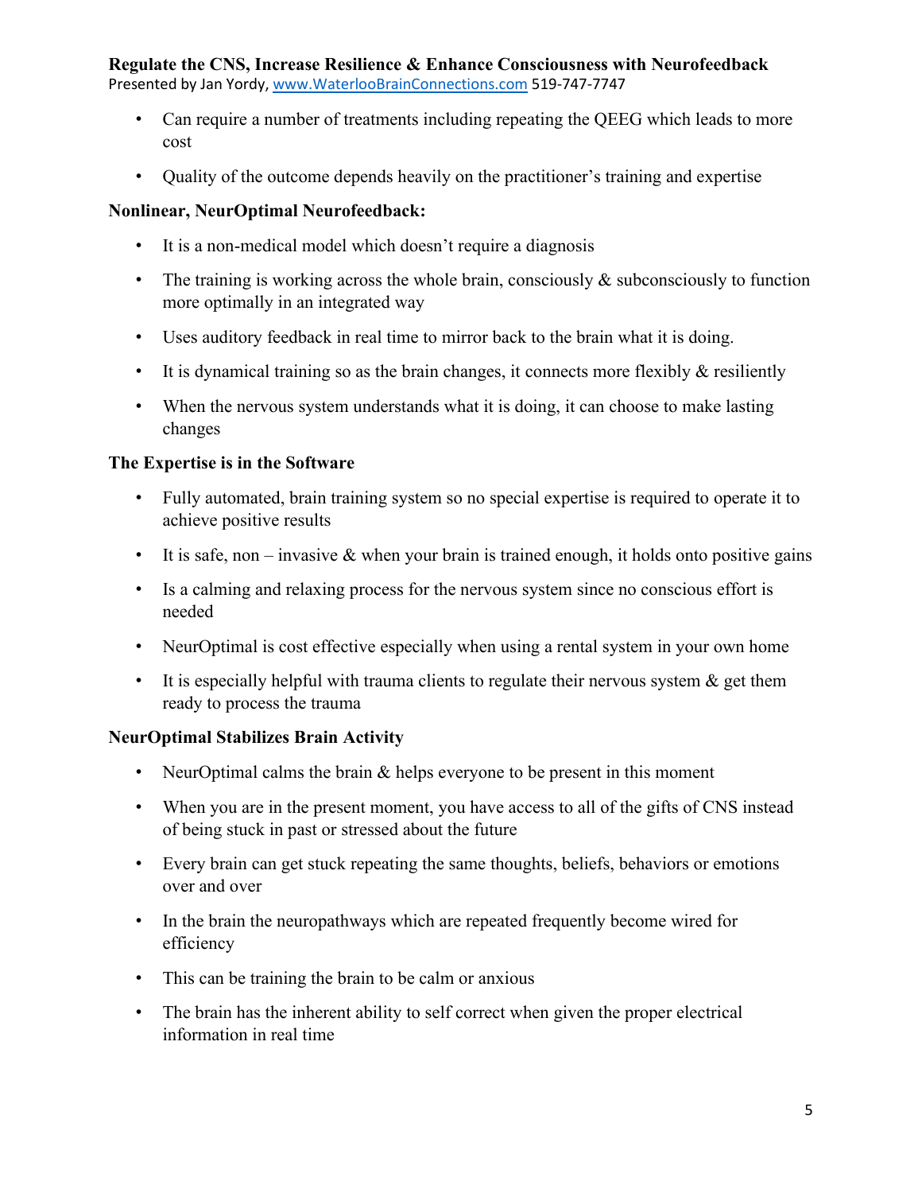- Can require a number of treatments including repeating the QEEG which leads to more cost
- Quality of the outcome depends heavily on the practitioner's training and expertise

**Nonlinear, NeurOptimal Neurofeedback:**

- It is a non-medical model which doesn't require a diagnosis
- The training is working across the whole brain, consciously & subconsciously to function more optimally in an integrated way
- Uses auditory feedback in real time to mirror back to the brain what it is doing.
- It is dynamical training so as the brain changes, it connects more flexibly & resiliently
- When the nervous system understands what it is doing, it can choose to make lasting changes

**The Expertise is in the Software**

- Fully automated, brain training system so no special expertise is required to operate it to achieve positive results
- It is safe, non – invasive & when your brain is trained enough, it holds onto positive gains
- Is a calming and relaxing process for the nervous system since no conscious effort is needed
- NeurOptimal is cost effective especially when using a rental system in your own home
- It is especially helpful with trauma clients to regulate their nervous system & get them ready to process the trauma

**NeurOptimal Stabilizes Brain Activity**

- NeurOptimal calms the brain & helps everyone to be present in this moment
- When you are in the present moment, you have access to all of the gifts of CNS instead of being stuck in past or stressed about the future
- Every brain can get stuck repeating the same thoughts, beliefs, behaviors or emotions over and over
- In the brain the neuropathways which are repeated frequently become wired for efficiency
- This can be training the brain to be calm or anxious
- The brain has the inherent ability to self correct when given the proper electrical information in real time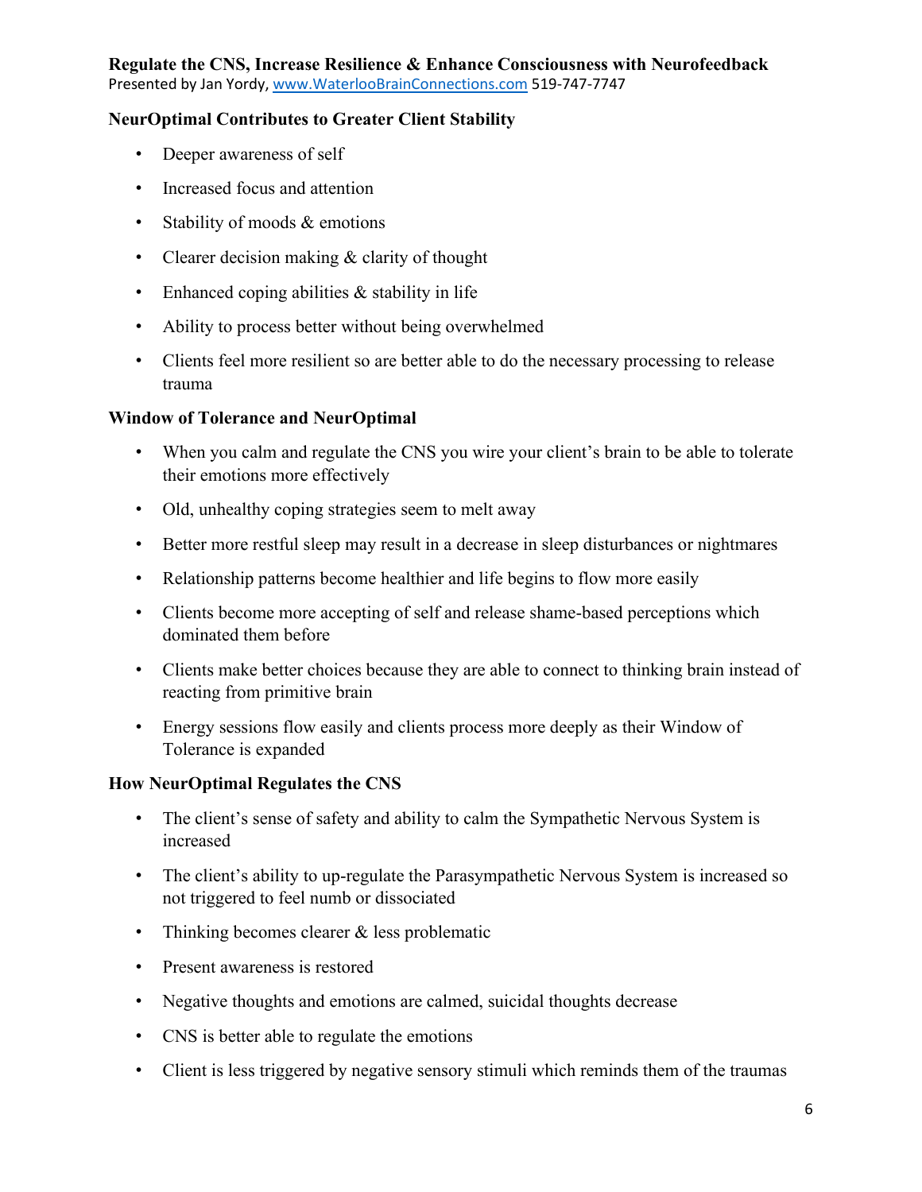## NeurOptimal Contributes to Greater Client Stability

- Deeper awareness of self
- Increased focus and attention
- Stability of moods & emotions
- Clearer decision making & clarity of thought
- Enhanced coping abilities & stability in life
- Ability to process better without being overwhelmed
- Clients feel more resilient so are better able to do the necessary processing to release trauma

## Window of Tolerance and NeurOptimal

- When you calm and regulate the CNS you wire your client's brain to be able to tolerate their emotions more effectively
- Old, unhealthy coping strategies seem to melt away
- Better more restful sleep may result in a decrease in sleep disturbances or nightmares
- Relationship patterns become healthier and life begins to flow more easily
- Clients become more accepting of self and release shame-based perceptions which dominated them before
- Clients make better choices because they are able to connect to thinking brain instead of reacting from primitive brain
- Energy sessions flow easily and clients process more deeply as their Window of Tolerance is expanded

## How NeurOptimal Regulates the CNS

- The client's sense of safety and ability to calm the Sympathetic Nervous System is increased
- The client's ability to up-regulate the Parasympathetic Nervous System is increased so not triggered to feel numb or dissociated
- Thinking becomes clearer & less problematic
- Present awareness is restored
- Negative thoughts and emotions are calmed, suicidal thoughts decrease
- CNS is better able to regulate the emotions
- Client is less triggered by negative sensory stimuli which reminds them of the traumas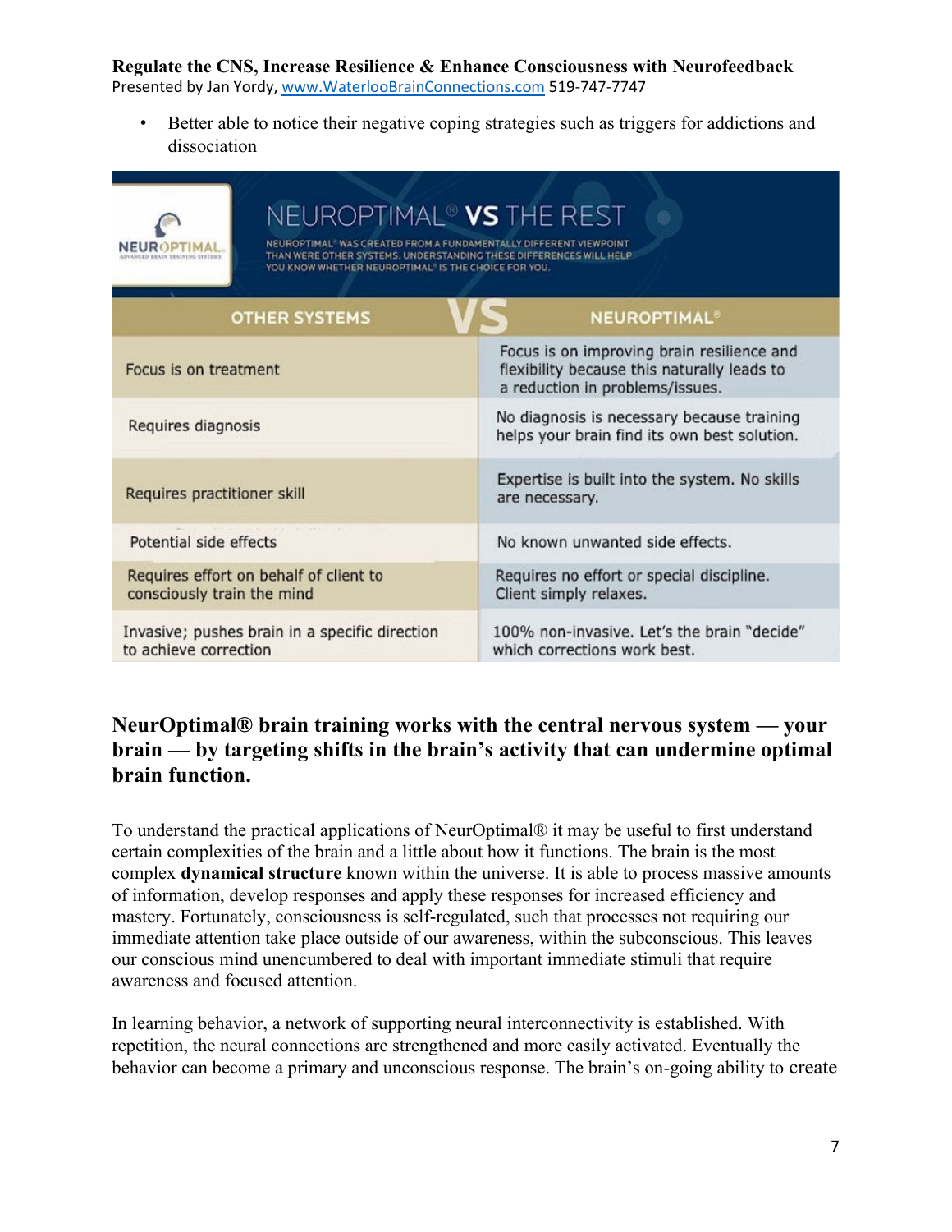- Better able to notice their negative coping strategies such as triggers for addictions and dissociation

**NEUROPTIMAL® VS THE REST**

NEUROPTIMAL® WAS CREATED FROM A FUNDAMENTALLY DIFFERENT VIEWPOINT THAN WERE OTHER SYSTEMS. UNDERSTANDING THESE DIFFERENCES WILL HELP YOU KNOW WHETHER NEUROPTIMAL® IS THE CHOICE FOR YOU.

| OTHER SYSTEMS | NEUROPTIMAL® |
|---|---|
| Focus is on treatment | Focus is on improving brain resilience and flexibility because this naturally leads to a reduction in problems/issues. |
| Requires diagnosis | No diagnosis is necessary because training helps your brain find its own best solution. |
| Requires practitioner skill | Expertise is built into the system. No skills are necessary. |
| Potential side effects | No known unwanted side effects. |
| Requires effort on behalf of client to consciously train the mind | Requires no effort or special discipline. Client simply relaxes. |
| Invasive; pushes brain in a specific direction to achieve correction | 100% non-invasive. Let's the brain "decide" which corrections work best. |

### NeurOptimal® brain training works with the central nervous system — your brain — by targeting shifts in the brain's activity that can undermine optimal brain function.

To understand the practical applications of NeurOptimal® it may be useful to first understand certain complexities of the brain and a little about how it functions. The brain is the most complex **dynamical structure** known within the universe. It is able to process massive amounts of information, develop responses and apply these responses for increased efficiency and mastery. Fortunately, consciousness is self-regulated, such that processes not requiring our immediate attention take place outside of our awareness, within the subconscious. This leaves our conscious mind unencumbered to deal with important immediate stimuli that require awareness and focused attention.

In learning behavior, a network of supporting neural interconnectivity is established. With repetition, the neural connections are strengthened and more easily activated. Eventually the behavior can become a primary and unconscious response. The brain's on-going ability to create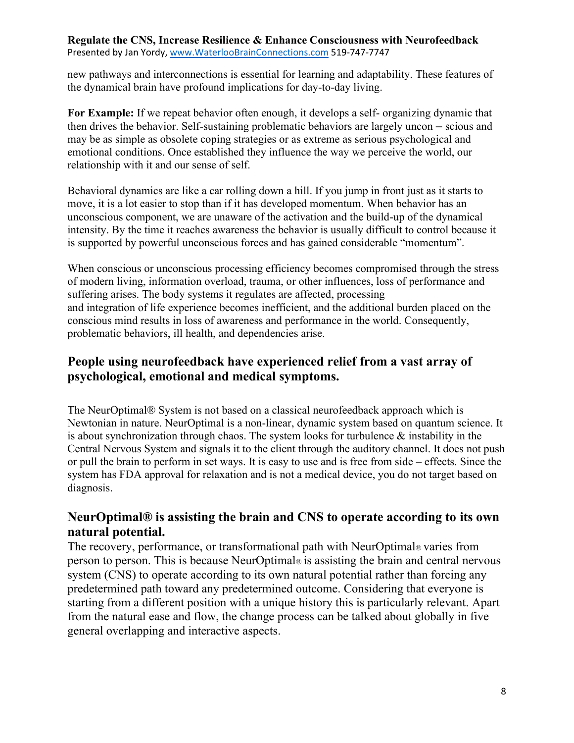new pathways and interconnections is essential for learning and adaptability. These features of the dynamical brain have profound implications for day-to-day living.

**For Example:** If we repeat behavior often enough, it develops a self- organizing dynamic that then drives the behavior. Self-sustaining problematic behaviors are largely uncon – scious and may be as simple as obsolete coping strategies or as extreme as serious psychological and emotional conditions. Once established they influence the way we perceive the world, our relationship with it and our sense of self.

Behavioral dynamics are like a car rolling down a hill. If you jump in front just as it starts to move, it is a lot easier to stop than if it has developed momentum. When behavior has an unconscious component, we are unaware of the activation and the build-up of the dynamical intensity. By the time it reaches awareness the behavior is usually difficult to control because it is supported by powerful unconscious forces and has gained considerable "momentum".

When conscious or unconscious processing efficiency becomes compromised through the stress of modern living, information overload, trauma, or other influences, loss of performance and suffering arises. The body systems it regulates are affected, processing and integration of life experience becomes inefficient, and the additional burden placed on the conscious mind results in loss of awareness and performance in the world. Consequently, problematic behaviors, ill health, and dependencies arise.

## People using neurofeedback have experienced relief from a vast array of psychological, emotional and medical symptoms.

The NeurOptimal® System is not based on a classical neurofeedback approach which is Newtonian in nature. NeurOptimal is a non-linear, dynamic system based on quantum science. It is about synchronization through chaos. The system looks for turbulence & instability in the Central Nervous System and signals it to the client through the auditory channel. It does not push or pull the brain to perform in set ways. It is easy to use and is free from side – effects. Since the system has FDA approval for relaxation and is not a medical device, you do not target based on diagnosis.

## NeurOptimal® is assisting the brain and CNS to operate according to its own natural potential.

The recovery, performance, or transformational path with NeurOptimal® varies from person to person. This is because NeurOptimal® is assisting the brain and central nervous system (CNS) to operate according to its own natural potential rather than forcing any predetermined path toward any predetermined outcome. Considering that everyone is starting from a different position with a unique history this is particularly relevant. Apart from the natural ease and flow, the change process can be talked about globally in five general overlapping and interactive aspects.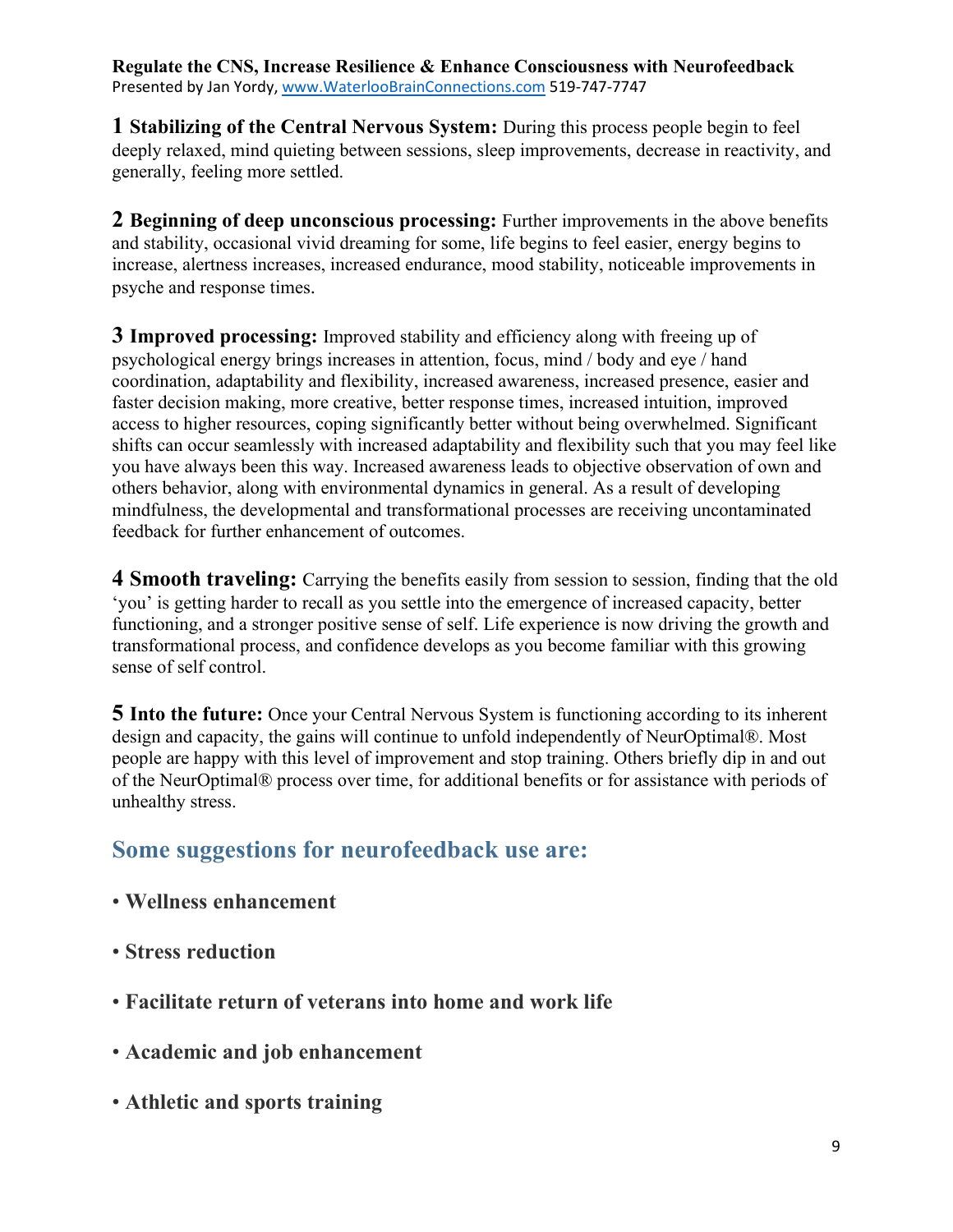**1 Stabilizing of the Central Nervous System:** During this process people begin to feel deeply relaxed, mind quieting between sessions, sleep improvements, decrease in reactivity, and generally, feeling more settled.

**2 Beginning of deep unconscious processing:** Further improvements in the above benefits and stability, occasional vivid dreaming for some, life begins to feel easier, energy begins to increase, alertness increases, increased endurance, mood stability, noticeable improvements in psyche and response times.

**3 Improved processing:** Improved stability and efficiency along with freeing up of psychological energy brings increases in attention, focus, mind / body and eye / hand coordination, adaptability and flexibility, increased awareness, increased presence, easier and faster decision making, more creative, better response times, increased intuition, improved access to higher resources, coping significantly better without being overwhelmed. Significant shifts can occur seamlessly with increased adaptability and flexibility such that you may feel like you have always been this way. Increased awareness leads to objective observation of own and others behavior, along with environmental dynamics in general. As a result of developing mindfulness, the developmental and transformational processes are receiving uncontaminated feedback for further enhancement of outcomes.

**4 Smooth traveling:** Carrying the benefits easily from session to session, finding that the old 'you' is getting harder to recall as you settle into the emergence of increased capacity, better functioning, and a stronger positive sense of self. Life experience is now driving the growth and transformational process, and confidence develops as you become familiar with this growing sense of self control.

**5 Into the future:** Once your Central Nervous System is functioning according to its inherent design and capacity, the gains will continue to unfold independently of NeurOptimal®. Most people are happy with this level of improvement and stop training. Others briefly dip in and out of the NeurOptimal® process over time, for additional benefits or for assistance with periods of unhealthy stress.

## Some suggestions for neurofeedback use are:

- **Wellness enhancement**
- **Stress reduction**
- **Facilitate return of veterans into home and work life**
- **Academic and job enhancement**
- **Athletic and sports training**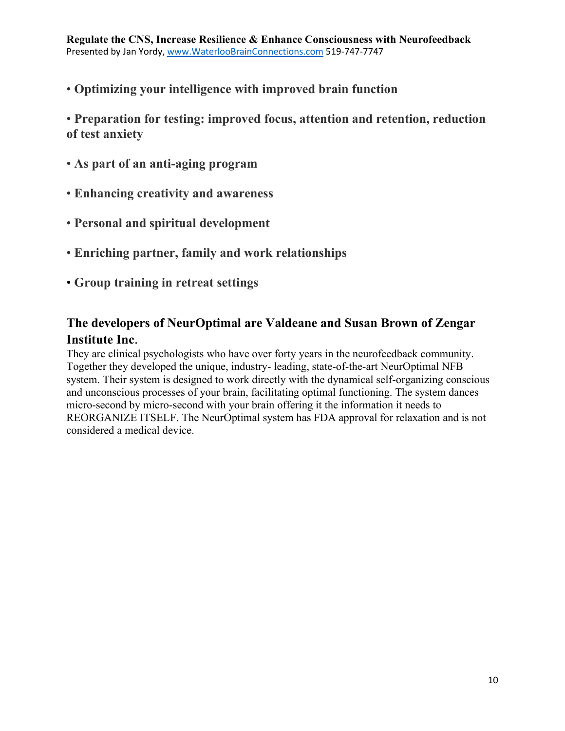• **Optimizing your intelligence with improved brain function**

• **Preparation for testing: improved focus, attention and retention, reduction of test anxiety**

• **As part of an anti-aging program**

• **Enhancing creativity and awareness**

• **Personal and spiritual development**

• **Enriching partner, family and work relationships**

• **Group training in retreat settings**

## The developers of NeurOptimal are Valdeane and Susan Brown of Zengar Institute Inc.

They are clinical psychologists who have over forty years in the neurofeedback community. Together they developed the unique, industry- leading, state-of-the-art NeurOptimal NFB system. Their system is designed to work directly with the dynamical self-organizing conscious and unconscious processes of your brain, facilitating optimal functioning. The system dances micro-second by micro-second with your brain offering it the information it needs to REORGANIZE ITSELF. The NeurOptimal system has FDA approval for relaxation and is not considered a medical device.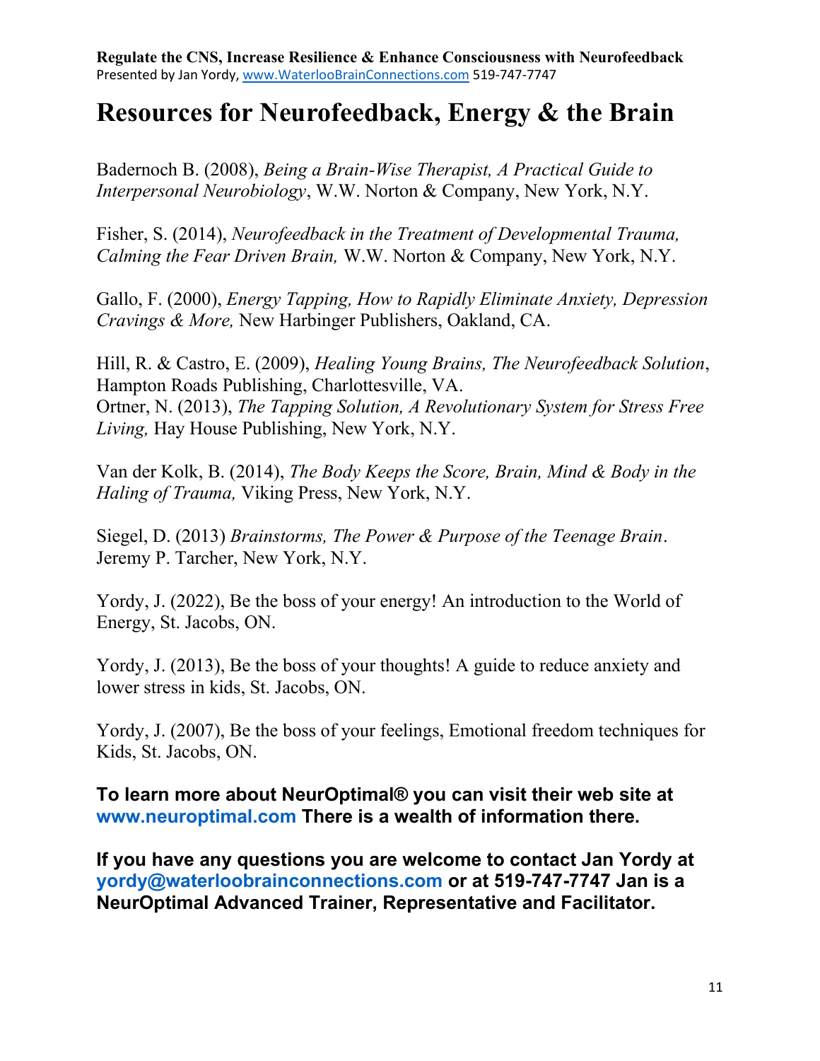# Resources for Neurofeedback, Energy & the Brain

Badernoch B. (2008), *Being a Brain-Wise Therapist, A Practical Guide to Interpersonal Neurobiology*, W.W. Norton & Company, New York, N.Y.

Fisher, S. (2014), *Neurofeedback in the Treatment of Developmental Trauma, Calming the Fear Driven Brain,* W.W. Norton & Company, New York, N.Y.

Gallo, F. (2000), *Energy Tapping, How to Rapidly Eliminate Anxiety, Depression Cravings & More,* New Harbinger Publishers, Oakland, CA.

Hill, R. & Castro, E. (2009), *Healing Young Brains, The Neurofeedback Solution*, Hampton Roads Publishing, Charlottesville, VA.
Ortner, N. (2013), *The Tapping Solution, A Revolutionary System for Stress Free Living,* Hay House Publishing, New York, N.Y.

Van der Kolk, B. (2014), *The Body Keeps the Score, Brain, Mind & Body in the Haling of Trauma,* Viking Press, New York, N.Y.

Siegel, D. (2013) *Brainstorms, The Power & Purpose of the Teenage Brain*. Jeremy P. Tarcher, New York, N.Y.

Yordy, J. (2022), Be the boss of your energy! An introduction to the World of Energy, St. Jacobs, ON.

Yordy, J. (2013), Be the boss of your thoughts! A guide to reduce anxiety and lower stress in kids, St. Jacobs, ON.

Yordy, J. (2007), Be the boss of your feelings, Emotional freedom techniques for Kids, St. Jacobs, ON.

**To learn more about NeurOptimal® you can visit their web site at www.neuroptimal.com There is a wealth of information there.**

**If you have any questions you are welcome to contact Jan Yordy at yordy@waterloobrainconnections.com or at 519-747-7747 Jan is a NeurOptimal Advanced Trainer, Representative and Facilitator.**